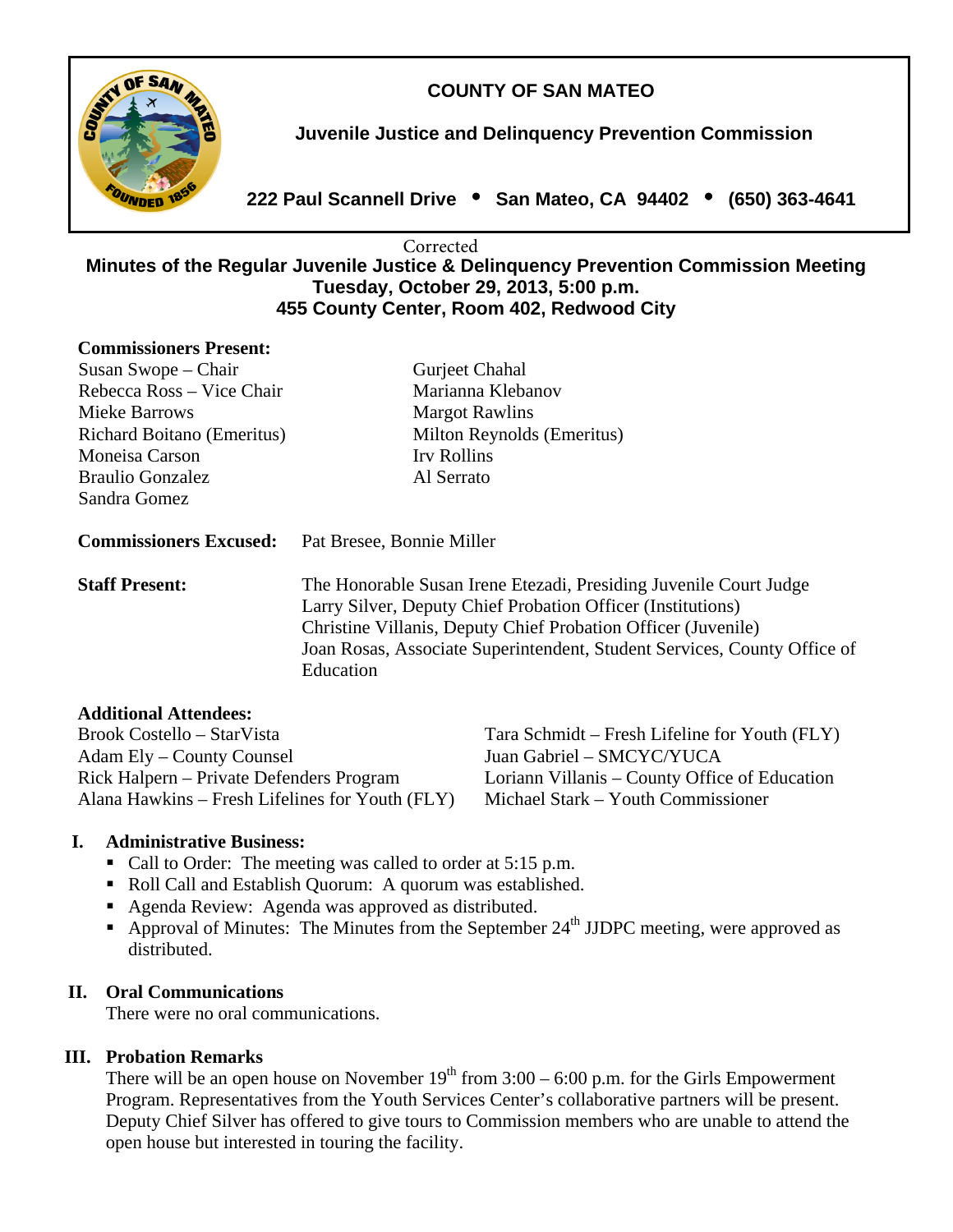# COUNTY OF SAN MATEO

## Juvenile Justice and Delinquency Prevention Commission

**222 Paul Scannell Drive • San Mateo, CA 94402 • (650) 363-4641**

Corrected

**Minutes of the Regular Juvenile Justice & Delinquency Prevention Commission Meeting**
**Tuesday, October 29, 2013, 5:00 p.m.**
**455 County Center, Room 402, Redwood City**

**Commissioners Present:**

Susan Swope – Chair
Rebecca Ross – Vice Chair
Mieke Barrows
Richard Boitano (Emeritus)
Moneisa Carson
Braulio Gonzalez
Sandra Gomez
Gurjeet Chahal
Marianna Klebanov
Margot Rawlins
Milton Reynolds (Emeritus)
Irv Rollins
Al Serrato

**Commissioners Excused:** Pat Bresee, Bonnie Miller

**Staff Present:**
The Honorable Susan Irene Etezadi, Presiding Juvenile Court Judge
Larry Silver, Deputy Chief Probation Officer (Institutions)
Christine Villanis, Deputy Chief Probation Officer (Juvenile)
Joan Rosas, Associate Superintendent, Student Services, County Office of Education

**Additional Attendees:**

Brook Costello – StarVista
Adam Ely – County Counsel
Rick Halpern – Private Defenders Program
Alana Hawkins – Fresh Lifelines for Youth (FLY)
Tara Schmidt – Fresh Lifeline for Youth (FLY)
Juan Gabriel – SMCYC/YUCA
Loriann Villanis – County Office of Education
Michael Stark – Youth Commissioner

## I. Administrative Business:

- Call to Order: The meeting was called to order at 5:15 p.m.
- Roll Call and Establish Quorum: A quorum was established.
- Agenda Review: Agenda was approved as distributed.
- Approval of Minutes: The Minutes from the September 24th JJDPC meeting, were approved as distributed.

## II. Oral Communications

There were no oral communications.

## III. Probation Remarks

There will be an open house on November 19th from 3:00 – 6:00 p.m. for the Girls Empowerment Program. Representatives from the Youth Services Center's collaborative partners will be present. Deputy Chief Silver has offered to give tours to Commission members who are unable to attend the open house but interested in touring the facility.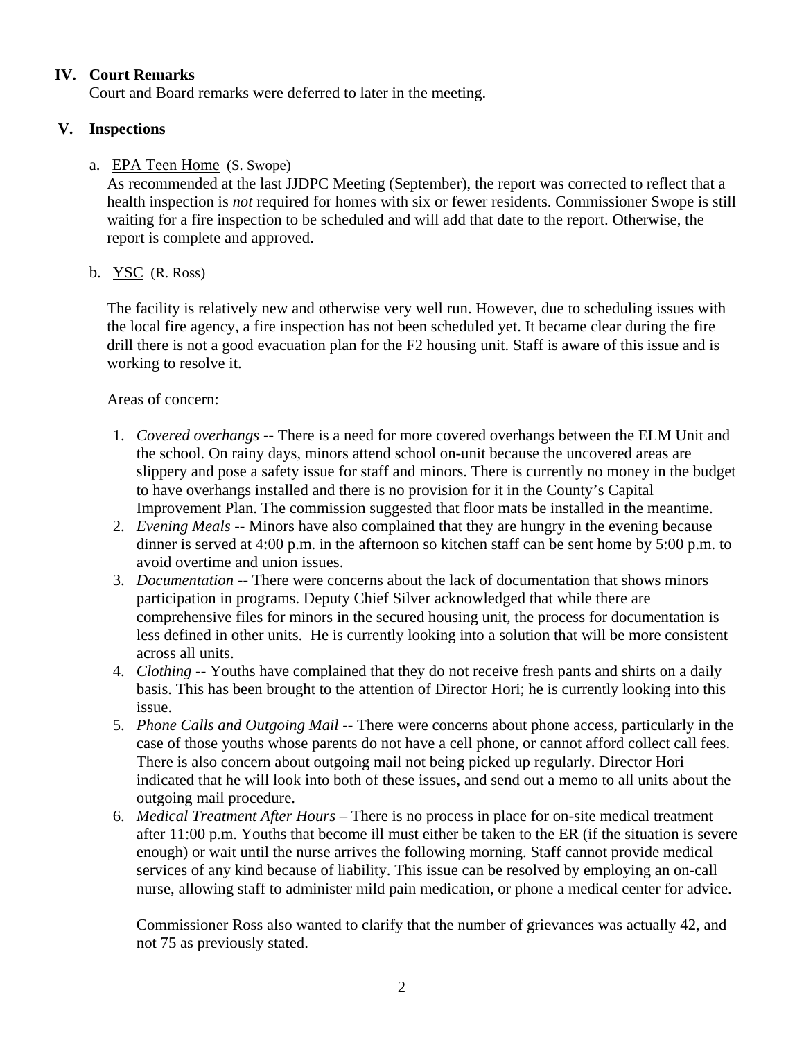## IV. Court Remarks

Court and Board remarks were deferred to later in the meeting.

## V. Inspections

a. EPA Teen Home (S. Swope)

As recommended at the last JJDPC Meeting (September), the report was corrected to reflect that a health inspection is *not* required for homes with six or fewer residents. Commissioner Swope is still waiting for a fire inspection to be scheduled and will add that date to the report. Otherwise, the report is complete and approved.

b. YSC (R. Ross)

The facility is relatively new and otherwise very well run. However, due to scheduling issues with the local fire agency, a fire inspection has not been scheduled yet. It became clear during the fire drill there is not a good evacuation plan for the F2 housing unit. Staff is aware of this issue and is working to resolve it.

Areas of concern:

1. *Covered overhangs* -- There is a need for more covered overhangs between the ELM Unit and the school. On rainy days, minors attend school on-unit because the uncovered areas are slippery and pose a safety issue for staff and minors. There is currently no money in the budget to have overhangs installed and there is no provision for it in the County's Capital Improvement Plan. The commission suggested that floor mats be installed in the meantime.
2. *Evening Meals* -- Minors have also complained that they are hungry in the evening because dinner is served at 4:00 p.m. in the afternoon so kitchen staff can be sent home by 5:00 p.m. to avoid overtime and union issues.
3. *Documentation* -- There were concerns about the lack of documentation that shows minors participation in programs. Deputy Chief Silver acknowledged that while there are comprehensive files for minors in the secured housing unit, the process for documentation is less defined in other units. He is currently looking into a solution that will be more consistent across all units.
4. *Clothing* -- Youths have complained that they do not receive fresh pants and shirts on a daily basis. This has been brought to the attention of Director Hori; he is currently looking into this issue.
5. *Phone Calls and Outgoing Mail* -- There were concerns about phone access, particularly in the case of those youths whose parents do not have a cell phone, or cannot afford collect call fees. There is also concern about outgoing mail not being picked up regularly. Director Hori indicated that he will look into both of these issues, and send out a memo to all units about the outgoing mail procedure.
6. *Medical Treatment After Hours* – There is no process in place for on-site medical treatment after 11:00 p.m. Youths that become ill must either be taken to the ER (if the situation is severe enough) or wait until the nurse arrives the following morning. Staff cannot provide medical services of any kind because of liability. This issue can be resolved by employing an on-call nurse, allowing staff to administer mild pain medication, or phone a medical center for advice.

Commissioner Ross also wanted to clarify that the number of grievances was actually 42, and not 75 as previously stated.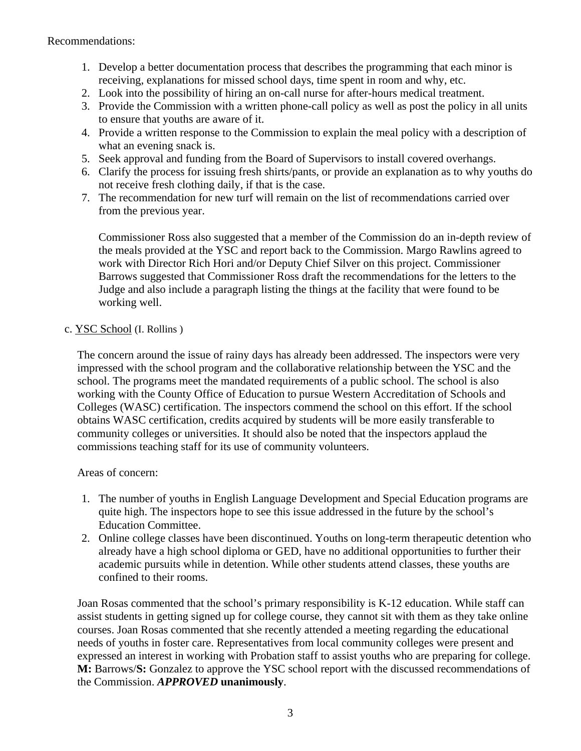Recommendations:

1. Develop a better documentation process that describes the programming that each minor is receiving, explanations for missed school days, time spent in room and why, etc.
2. Look into the possibility of hiring an on-call nurse for after-hours medical treatment.
3. Provide the Commission with a written phone-call policy as well as post the policy in all units to ensure that youths are aware of it.
4. Provide a written response to the Commission to explain the meal policy with a description of what an evening snack is.
5. Seek approval and funding from the Board of Supervisors to install covered overhangs.
6. Clarify the process for issuing fresh shirts/pants, or provide an explanation as to why youths do not receive fresh clothing daily, if that is the case.
7. The recommendation for new turf will remain on the list of recommendations carried over from the previous year.

   Commissioner Ross also suggested that a member of the Commission do an in-depth review of the meals provided at the YSC and report back to the Commission. Margo Rawlins agreed to work with Director Rich Hori and/or Deputy Chief Silver on this project. Commissioner Barrows suggested that Commissioner Ross draft the recommendations for the letters to the Judge and also include a paragraph listing the things at the facility that were found to be working well.

c. <u>YSC School</u> (I. Rollins )

The concern around the issue of rainy days has already been addressed. The inspectors were very impressed with the school program and the collaborative relationship between the YSC and the school. The programs meet the mandated requirements of a public school. The school is also working with the County Office of Education to pursue Western Accreditation of Schools and Colleges (WASC) certification. The inspectors commend the school on this effort. If the school obtains WASC certification, credits acquired by students will be more easily transferable to community colleges or universities. It should also be noted that the inspectors applaud the commissions teaching staff for its use of community volunteers.

Areas of concern:

1. The number of youths in English Language Development and Special Education programs are quite high. The inspectors hope to see this issue addressed in the future by the school's Education Committee.
2. Online college classes have been discontinued. Youths on long-term therapeutic detention who already have a high school diploma or GED, have no additional opportunities to further their academic pursuits while in detention. While other students attend classes, these youths are confined to their rooms.

Joan Rosas commented that the school's primary responsibility is K-12 education. While staff can assist students in getting signed up for college course, they cannot sit with them as they take online courses. Joan Rosas commented that she recently attended a meeting regarding the educational needs of youths in foster care. Representatives from local community colleges were present and expressed an interest in working with Probation staff to assist youths who are preparing for college. **M:** Barrows/**S:** Gonzalez to approve the YSC school report with the discussed recommendations of the Commission. ***APPROVED*** **unanimously**.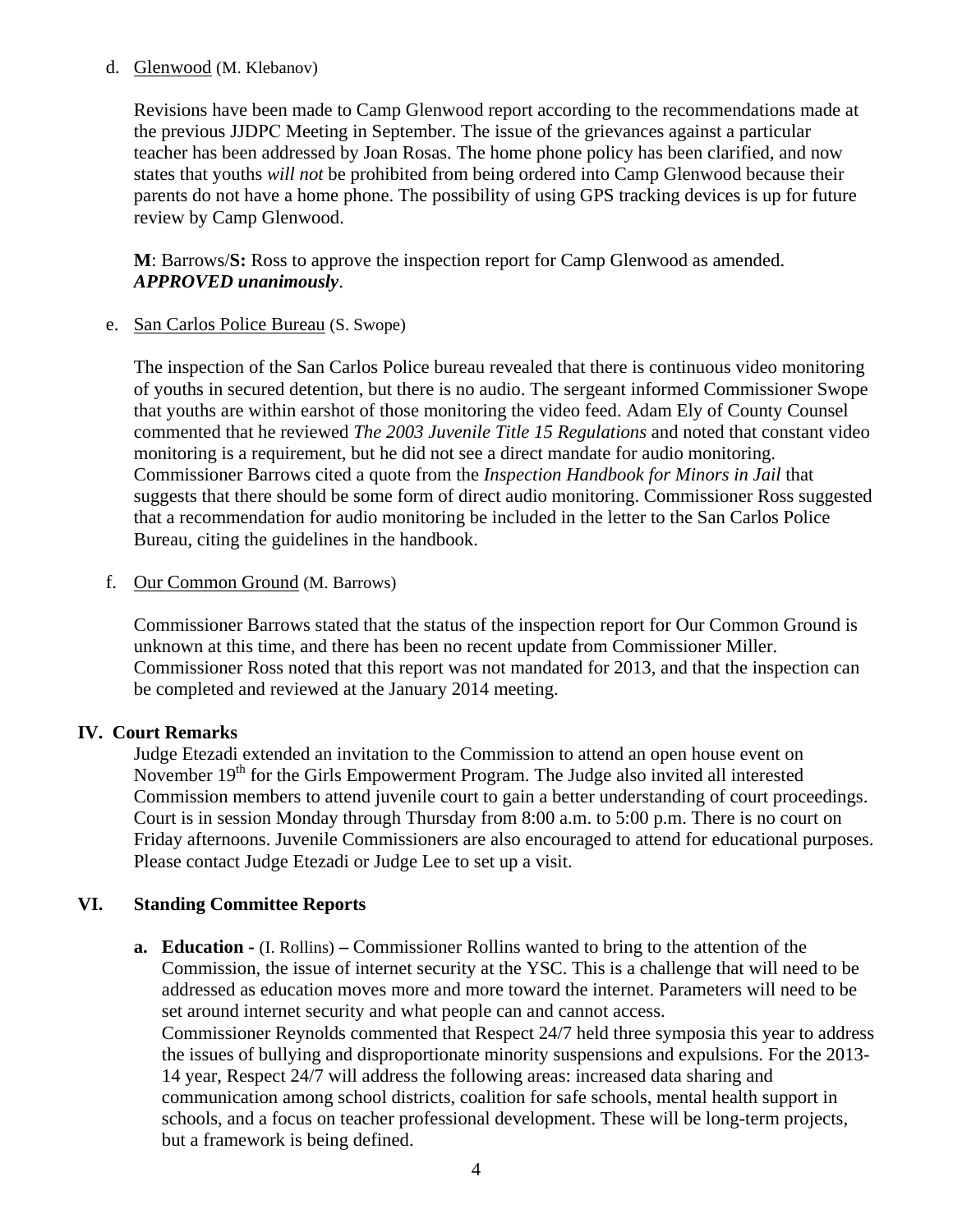d. <u>Glenwood</u> (M. Klebanov)

Revisions have been made to Camp Glenwood report according to the recommendations made at the previous JJDPC Meeting in September. The issue of the grievances against a particular teacher has been addressed by Joan Rosas. The home phone policy has been clarified, and now states that youths *will not* be prohibited from being ordered into Camp Glenwood because their parents do not have a home phone. The possibility of using GPS tracking devices is up for future review by Camp Glenwood.

**M**: Barrows/**S:** Ross to approve the inspection report for Camp Glenwood as amended. ***APPROVED unanimously***.

e. <u>San Carlos Police Bureau</u> (S. Swope)

The inspection of the San Carlos Police bureau revealed that there is continuous video monitoring of youths in secured detention, but there is no audio. The sergeant informed Commissioner Swope that youths are within earshot of those monitoring the video feed. Adam Ely of County Counsel commented that he reviewed *The 2003 Juvenile Title 15 Regulations* and noted that constant video monitoring is a requirement, but he did not see a direct mandate for audio monitoring. Commissioner Barrows cited a quote from the *Inspection Handbook for Minors in Jail* that suggests that there should be some form of direct audio monitoring. Commissioner Ross suggested that a recommendation for audio monitoring be included in the letter to the San Carlos Police Bureau, citing the guidelines in the handbook.

f. <u>Our Common Ground</u> (M. Barrows)

Commissioner Barrows stated that the status of the inspection report for Our Common Ground is unknown at this time, and there has been no recent update from Commissioner Miller. Commissioner Ross noted that this report was not mandated for 2013, and that the inspection can be completed and reviewed at the January 2014 meeting.

## IV. Court Remarks

Judge Etezadi extended an invitation to the Commission to attend an open house event on November 19th for the Girls Empowerment Program. The Judge also invited all interested Commission members to attend juvenile court to gain a better understanding of court proceedings. Court is in session Monday through Thursday from 8:00 a.m. to 5:00 p.m. There is no court on Friday afternoons. Juvenile Commissioners are also encouraged to attend for educational purposes. Please contact Judge Etezadi or Judge Lee to set up a visit.

## VI. Standing Committee Reports

**a. Education -** (I. Rollins) **–** Commissioner Rollins wanted to bring to the attention of the Commission, the issue of internet security at the YSC. This is a challenge that will need to be addressed as education moves more and more toward the internet. Parameters will need to be set around internet security and what people can and cannot access.
Commissioner Reynolds commented that Respect 24/7 held three symposia this year to address the issues of bullying and disproportionate minority suspensions and expulsions. For the 2013-14 year, Respect 24/7 will address the following areas: increased data sharing and communication among school districts, coalition for safe schools, mental health support in schools, and a focus on teacher professional development. These will be long-term projects, but a framework is being defined.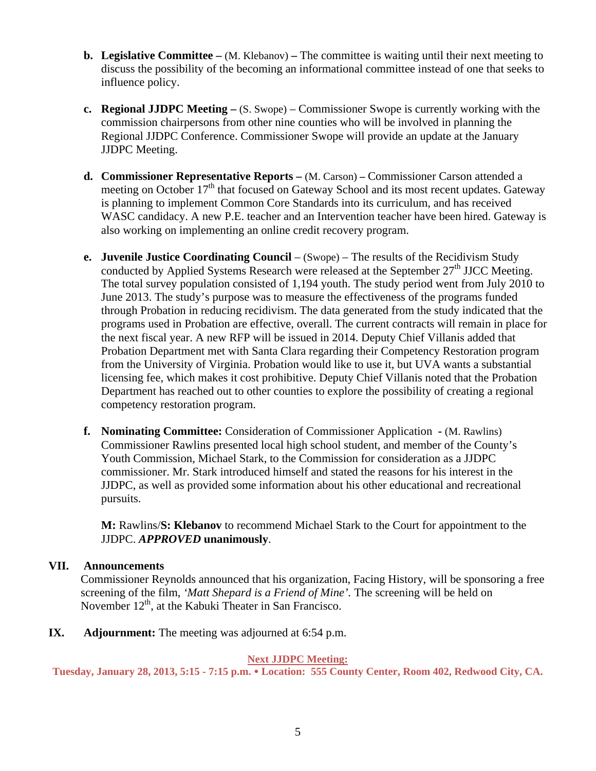**b. Legislative Committee –** (M. Klebanov) **–** The committee is waiting until their next meeting to discuss the possibility of the becoming an informational committee instead of one that seeks to influence policy.

**c. Regional JJDPC Meeting –** (S. Swope) – Commissioner Swope is currently working with the commission chairpersons from other nine counties who will be involved in planning the Regional JJDPC Conference. Commissioner Swope will provide an update at the January JJDPC Meeting.

**d. Commissioner Representative Reports –** (M. Carson) **–** Commissioner Carson attended a meeting on October 17th that focused on Gateway School and its most recent updates. Gateway is planning to implement Common Core Standards into its curriculum, and has received WASC candidacy. A new P.E. teacher and an Intervention teacher have been hired. Gateway is also working on implementing an online credit recovery program.

**e. Juvenile Justice Coordinating Council** – (Swope) – The results of the Recidivism Study conducted by Applied Systems Research were released at the September 27th JJCC Meeting. The total survey population consisted of 1,194 youth. The study period went from July 2010 to June 2013. The study's purpose was to measure the effectiveness of the programs funded through Probation in reducing recidivism. The data generated from the study indicated that the programs used in Probation are effective, overall. The current contracts will remain in place for the next fiscal year. A new RFP will be issued in 2014. Deputy Chief Villanis added that Probation Department met with Santa Clara regarding their Competency Restoration program from the University of Virginia. Probation would like to use it, but UVA wants a substantial licensing fee, which makes it cost prohibitive. Deputy Chief Villanis noted that the Probation Department has reached out to other counties to explore the possibility of creating a regional competency restoration program.

**f. Nominating Committee:** Consideration of Commissioner Application - (M. Rawlins) Commissioner Rawlins presented local high school student, and member of the County's Youth Commission, Michael Stark, to the Commission for consideration as a JJDPC commissioner. Mr. Stark introduced himself and stated the reasons for his interest in the JJDPC, as well as provided some information about his other educational and recreational pursuits.

**M:** Rawlins/**S: Klebanov** to recommend Michael Stark to the Court for appointment to the JJDPC. ***APPROVED* unanimously**.

**VII. Announcements**

Commissioner Reynolds announced that his organization, Facing History, will be sponsoring a free screening of the film, *'Matt Shepard is a Friend of Mine'.* The screening will be held on November 12th, at the Kabuki Theater in San Francisco.

**IX. Adjournment:** The meeting was adjourned at 6:54 p.m.

**Next JJDPC Meeting:**

**Tuesday, January 28, 2013, 5:15 - 7:15 p.m. • Location: 555 County Center, Room 402, Redwood City, CA.**